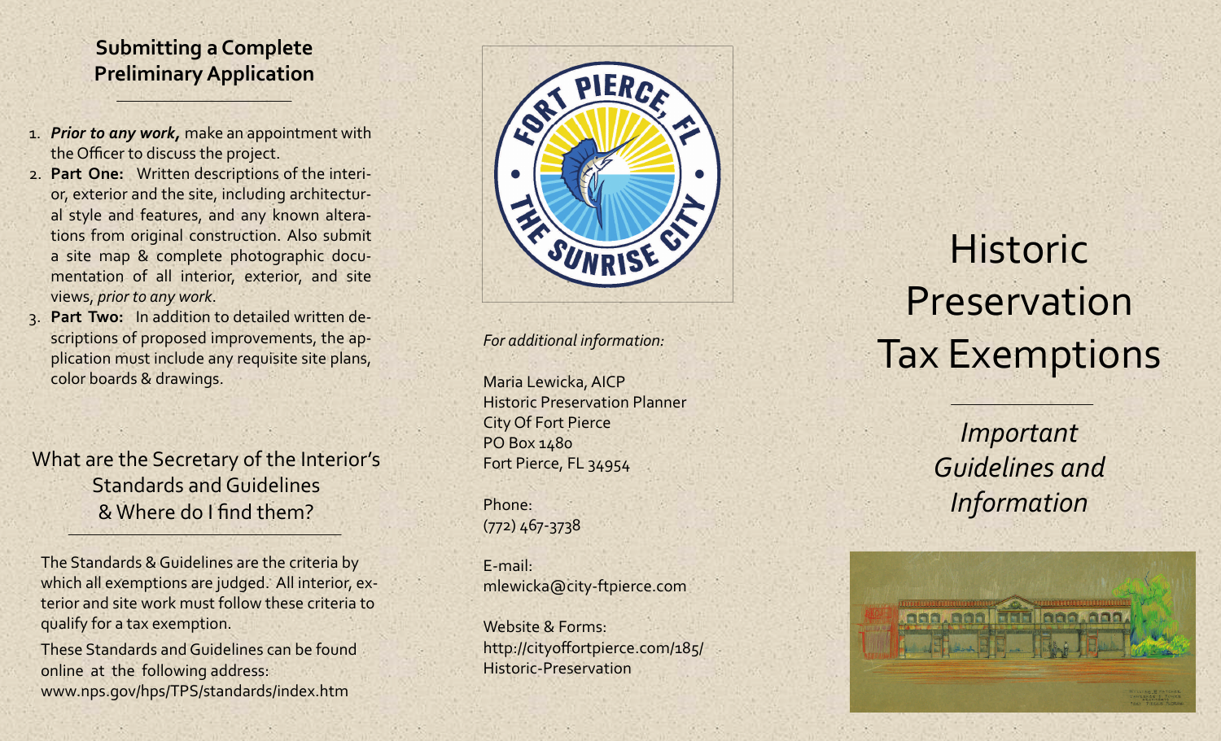## Submitting a Complete Preliminary Application

1. ***Prior to any work,*** make an appointment with the Officer to discuss the project.
2. **Part One:** Written descriptions of the interior, exterior and the site, including architectural style and features, and any known alterations from original construction. Also submit a site map & complete photographic documentation of all interior, exterior, and site views, *prior to any work*.
3. **Part Two:** In addition to detailed written descriptions of proposed improvements, the application must include any requisite site plans, color boards & drawings.

## What are the Secretary of the Interior's Standards and Guidelines & Where do I find them?

The Standards & Guidelines are the criteria by which all exemptions are judged. All interior, exterior and site work must follow these criteria to qualify for a tax exemption.

These Standards and Guidelines can be found online at the following address: www.nps.gov/hps/TPS/standards/index.htm

FORT PIERCE, FL — THE SUNRISE CITY

*For additional information:*

Maria Lewicka, AICP
Historic Preservation Planner
City Of Fort Pierce
PO Box 1480
Fort Pierce, FL 34954

Phone:
(772) 467-3738

E-mail:
mlewicka@city-ftpierce.com

Website & Forms:
http://cityoffortpierce.com/185/Historic-Preservation

# Historic Preservation Tax Exemptions

*Important Guidelines and Information*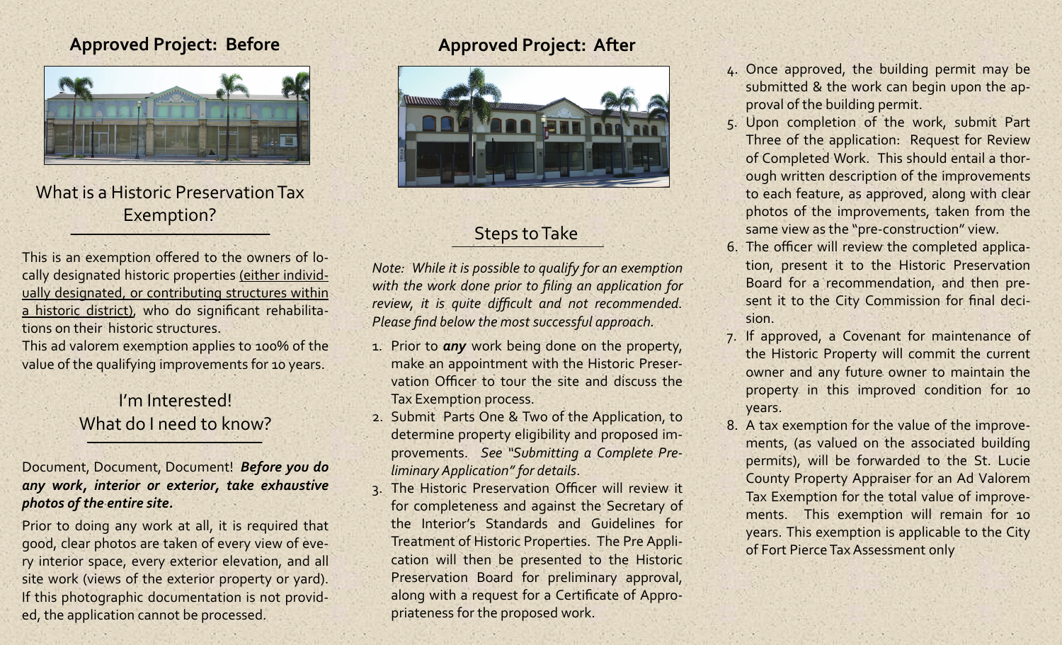## Approved Project: Before

## Approved Project: After

## What is a Historic Preservation Tax Exemption?

This is an exemption offered to the owners of locally designated historic properties (either individually designated, or contributing structures within a historic district), who do significant rehabilitations on their historic structures.

This ad valorem exemption applies to 100% of the value of the qualifying improvements for 10 years.

## I'm Interested! What do I need to know?

Document, Document, Document! ***Before you do any work, interior or exterior, take exhaustive photos of the entire site.***

Prior to doing any work at all, it is required that good, clear photos are taken of every view of every interior space, every exterior elevation, and all site work (views of the exterior property or yard). If this photographic documentation is not provided, the application cannot be processed.

## Steps to Take

*Note: While it is possible to qualify for an exemption with the work done prior to filing an application for review, it is quite difficult and not recommended. Please find below the most successful approach.*

1. Prior to ***any*** work being done on the property, make an appointment with the Historic Preservation Officer to tour the site and discuss the Tax Exemption process.
2. Submit Parts One & Two of the Application, to determine property eligibility and proposed improvements. *See "Submitting a Complete Preliminary Application" for details*.
3. The Historic Preservation Officer will review it for completeness and against the Secretary of the Interior's Standards and Guidelines for Treatment of Historic Properties. The Pre Application will then be presented to the Historic Preservation Board for preliminary approval, along with a request for a Certificate of Appropriateness for the proposed work.
4. Once approved, the building permit may be submitted & the work can begin upon the approval of the building permit.
5. Upon completion of the work, submit Part Three of the application: Request for Review of Completed Work. This should entail a thorough written description of the improvements to each feature, as approved, along with clear photos of the improvements, taken from the same view as the "pre-construction" view.
6. The officer will review the completed application, present it to the Historic Preservation Board for a recommendation, and then present it to the City Commission for final decision.
7. If approved, a Covenant for maintenance of the Historic Property will commit the current owner and any future owner to maintain the property in this improved condition for 10 years.
8. A tax exemption for the value of the improvements, (as valued on the associated building permits), will be forwarded to the St. Lucie County Property Appraiser for an Ad Valorem Tax Exemption for the total value of improvements. This exemption will remain for 10 years. This exemption is applicable to the City of Fort Pierce Tax Assessment only